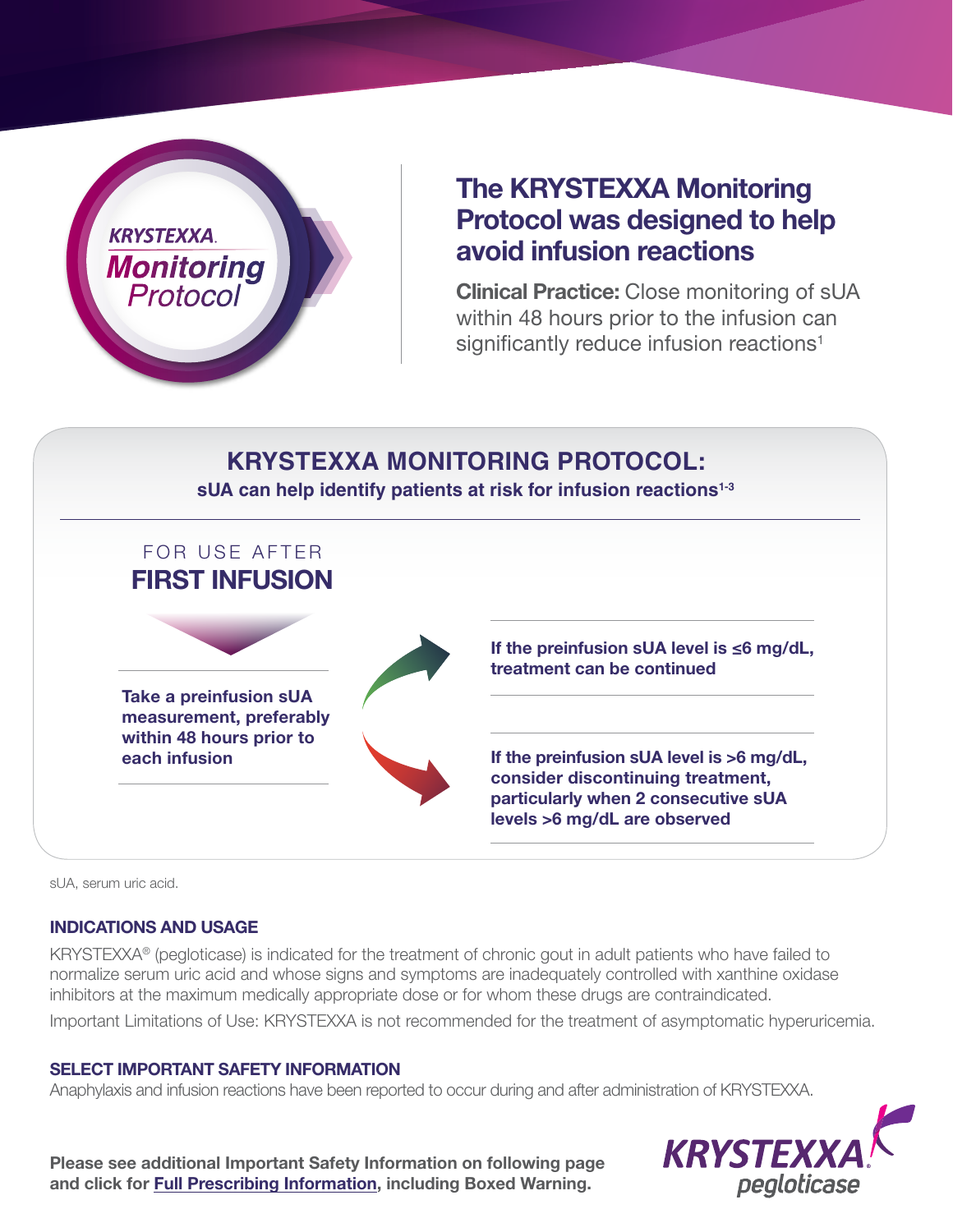KRYSTEXXA. **Monitoring** Protocol

# The KRYSTEXXA Monitoring Protocol was designed to help avoid infusion reactions

**Clinical Practice:** Close monitoring of sUA within 48 hours prior to the infusion can significantly reduce infusion reactions[1]

## KRYSTEXXA MONITORING PROTOCOL:

**sUA can help identify patients at risk for infusion reactions[1-3]**

FOR USE AFTER

### FIRST INFUSION

**Take a preinfusion sUA measurement, preferably within 48 hours prior to each infusion**

**If the preinfusion sUA level is ≤6 mg/dL, treatment can be continued**

**If the preinfusion sUA level is >6 mg/dL, consider discontinuing treatment, particularly when 2 consecutive sUA levels >6 mg/dL are observed**

sUA, serum uric acid.

### INDICATIONS AND USAGE

KRYSTEXXA® (pegloticase) is indicated for the treatment of chronic gout in adult patients who have failed to normalize serum uric acid and whose signs and symptoms are inadequately controlled with xanthine oxidase inhibitors at the maximum medically appropriate dose or for whom these drugs are contraindicated.

Important Limitations of Use: KRYSTEXXA is not recommended for the treatment of asymptomatic hyperuricemia.

### SELECT IMPORTANT SAFETY INFORMATION

Anaphylaxis and infusion reactions have been reported to occur during and after administration of KRYSTEXXA.

**Please see additional Important Safety Information on following page and click for Full Prescribing Information, including Boxed Warning.**

KRYSTEXXA pegloticase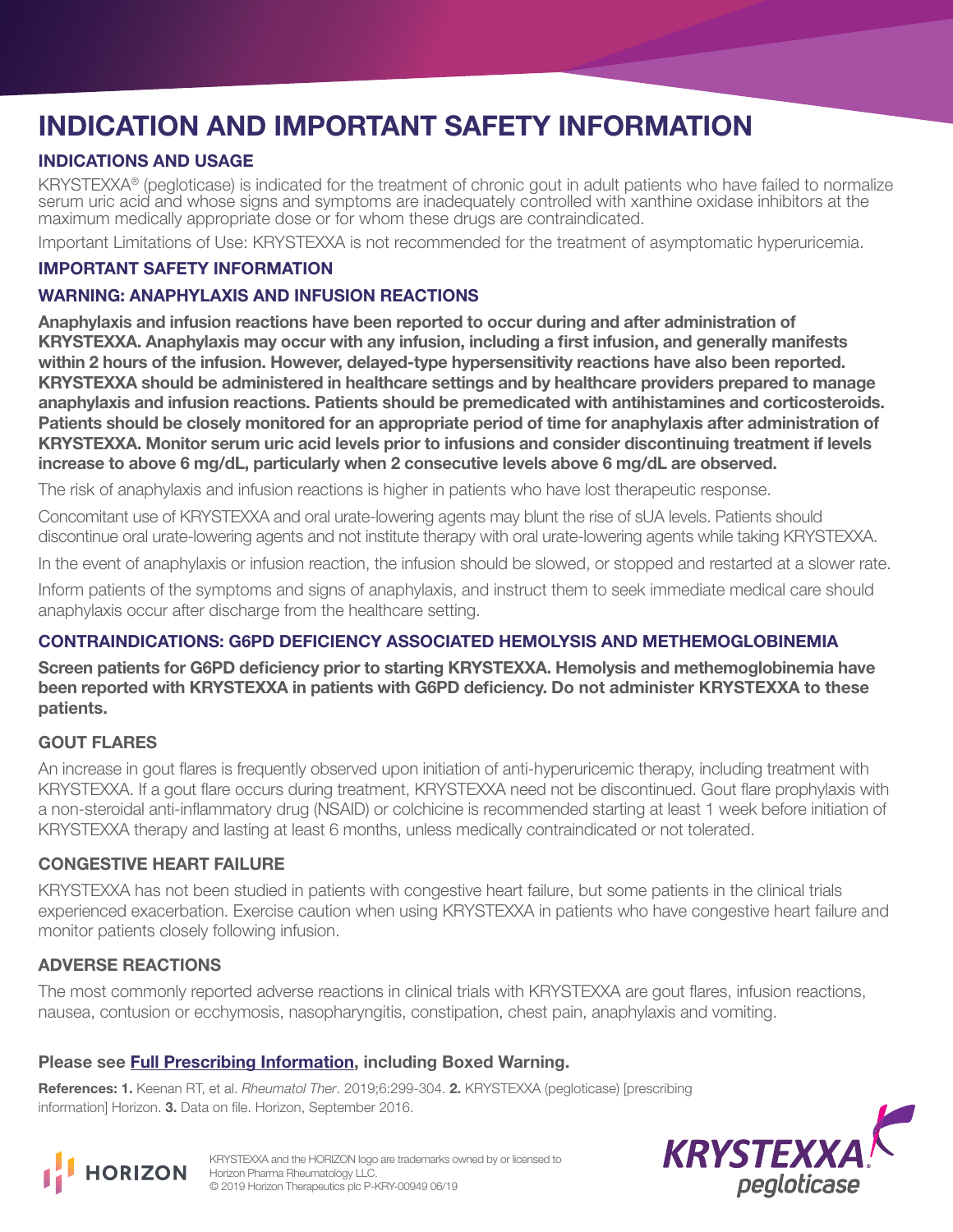# INDICATION AND IMPORTANT SAFETY INFORMATION

## INDICATIONS AND USAGE

KRYSTEXXA® (pegloticase) is indicated for the treatment of chronic gout in adult patients who have failed to normalize serum uric acid and whose signs and symptoms are inadequately controlled with xanthine oxidase inhibitors at the maximum medically appropriate dose or for whom these drugs are contraindicated.

Important Limitations of Use: KRYSTEXXA is not recommended for the treatment of asymptomatic hyperuricemia.

## IMPORTANT SAFETY INFORMATION

### WARNING: ANAPHYLAXIS AND INFUSION REACTIONS

**Anaphylaxis and infusion reactions have been reported to occur during and after administration of KRYSTEXXA. Anaphylaxis may occur with any infusion, including a first infusion, and generally manifests within 2 hours of the infusion. However, delayed-type hypersensitivity reactions have also been reported. KRYSTEXXA should be administered in healthcare settings and by healthcare providers prepared to manage anaphylaxis and infusion reactions. Patients should be premedicated with antihistamines and corticosteroids. Patients should be closely monitored for an appropriate period of time for anaphylaxis after administration of KRYSTEXXA. Monitor serum uric acid levels prior to infusions and consider discontinuing treatment if levels increase to above 6 mg/dL, particularly when 2 consecutive levels above 6 mg/dL are observed.**

The risk of anaphylaxis and infusion reactions is higher in patients who have lost therapeutic response.

Concomitant use of KRYSTEXXA and oral urate-lowering agents may blunt the rise of sUA levels. Patients should discontinue oral urate-lowering agents and not institute therapy with oral urate-lowering agents while taking KRYSTEXXA.

In the event of anaphylaxis or infusion reaction, the infusion should be slowed, or stopped and restarted at a slower rate.

Inform patients of the symptoms and signs of anaphylaxis, and instruct them to seek immediate medical care should anaphylaxis occur after discharge from the healthcare setting.

### CONTRAINDICATIONS: G6PD DEFICIENCY ASSOCIATED HEMOLYSIS AND METHEMOGLOBINEMIA

**Screen patients for G6PD deficiency prior to starting KRYSTEXXA. Hemolysis and methemoglobinemia have been reported with KRYSTEXXA in patients with G6PD deficiency. Do not administer KRYSTEXXA to these patients.**

### GOUT FLARES

An increase in gout flares is frequently observed upon initiation of anti-hyperuricemic therapy, including treatment with KRYSTEXXA. If a gout flare occurs during treatment, KRYSTEXXA need not be discontinued. Gout flare prophylaxis with a non-steroidal anti-inflammatory drug (NSAID) or colchicine is recommended starting at least 1 week before initiation of KRYSTEXXA therapy and lasting at least 6 months, unless medically contraindicated or not tolerated.

### CONGESTIVE HEART FAILURE

KRYSTEXXA has not been studied in patients with congestive heart failure, but some patients in the clinical trials experienced exacerbation. Exercise caution when using KRYSTEXXA in patients who have congestive heart failure and monitor patients closely following infusion.

### ADVERSE REACTIONS

The most commonly reported adverse reactions in clinical trials with KRYSTEXXA are gout flares, infusion reactions, nausea, contusion or ecchymosis, nasopharyngitis, constipation, chest pain, anaphylaxis and vomiting.

**Please see Full Prescribing Information, including Boxed Warning.**

**References: 1.** Keenan RT, et al. *Rheumatol Ther*. 2019;6:299-304. **2.** KRYSTEXXA (pegloticase) [prescribing information] Horizon. **3.** Data on file. Horizon, September 2016.

HORIZON

KRYSTEXXA and the HORIZON logo are trademarks owned by or licensed to Horizon Pharma Rheumatology LLC.
© 2019 Horizon Therapeutics plc P-KRY-00949 06/19

KRYSTEXXA® pegloticase